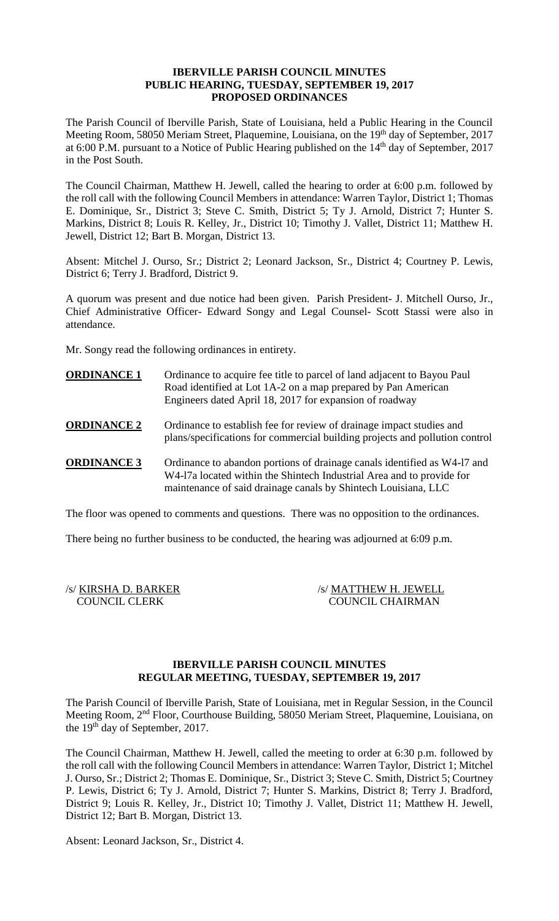# IBERVILLE PARISH COUNCIL MINUTES
## PUBLIC HEARING, TUESDAY, SEPTEMBER 19, 2017
## PROPOSED ORDINANCES

The Parish Council of Iberville Parish, State of Louisiana, held a Public Hearing in the Council Meeting Room, 58050 Meriam Street, Plaquemine, Louisiana, on the 19th day of September, 2017 at 6:00 P.M. pursuant to a Notice of Public Hearing published on the 14th day of September, 2017 in the Post South.

The Council Chairman, Matthew H. Jewell, called the hearing to order at 6:00 p.m. followed by the roll call with the following Council Members in attendance: Warren Taylor, District 1; Thomas E. Dominique, Sr., District 3; Steve C. Smith, District 5; Ty J. Arnold, District 7; Hunter S. Markins, District 8; Louis R. Kelley, Jr., District 10; Timothy J. Vallet, District 11; Matthew H. Jewell, District 12; Bart B. Morgan, District 13.

Absent: Mitchel J. Ourso, Sr.; District 2; Leonard Jackson, Sr., District 4; Courtney P. Lewis, District 6; Terry J. Bradford, District 9.

A quorum was present and due notice had been given. Parish President- J. Mitchell Ourso, Jr., Chief Administrative Officer- Edward Songy and Legal Counsel- Scott Stassi were also in attendance.

Mr. Songy read the following ordinances in entirety.

**ORDINANCE 1** Ordinance to acquire fee title to parcel of land adjacent to Bayou Paul Road identified at Lot 1A-2 on a map prepared by Pan American Engineers dated April 18, 2017 for expansion of roadway

**ORDINANCE 2** Ordinance to establish fee for review of drainage impact studies and plans/specifications for commercial building projects and pollution control

**ORDINANCE 3** Ordinance to abandon portions of drainage canals identified as W4-l7 and W4-l7a located within the Shintech Industrial Area and to provide for maintenance of said drainage canals by Shintech Louisiana, LLC

The floor was opened to comments and questions. There was no opposition to the ordinances.

There being no further business to be conducted, the hearing was adjourned at 6:09 p.m.

/s/ KIRSHA D. BARKER
COUNCIL CLERK

/s/ MATTHEW H. JEWELL
COUNCIL CHAIRMAN

# IBERVILLE PARISH COUNCIL MINUTES
## REGULAR MEETING, TUESDAY, SEPTEMBER 19, 2017

The Parish Council of Iberville Parish, State of Louisiana, met in Regular Session, in the Council Meeting Room, 2nd Floor, Courthouse Building, 58050 Meriam Street, Plaquemine, Louisiana, on the 19th day of September, 2017.

The Council Chairman, Matthew H. Jewell, called the meeting to order at 6:30 p.m. followed by the roll call with the following Council Members in attendance: Warren Taylor, District 1; Mitchel J. Ourso, Sr.; District 2; Thomas E. Dominique, Sr., District 3; Steve C. Smith, District 5; Courtney P. Lewis, District 6; Ty J. Arnold, District 7; Hunter S. Markins, District 8; Terry J. Bradford, District 9; Louis R. Kelley, Jr., District 10; Timothy J. Vallet, District 11; Matthew H. Jewell, District 12; Bart B. Morgan, District 13.

Absent: Leonard Jackson, Sr., District 4.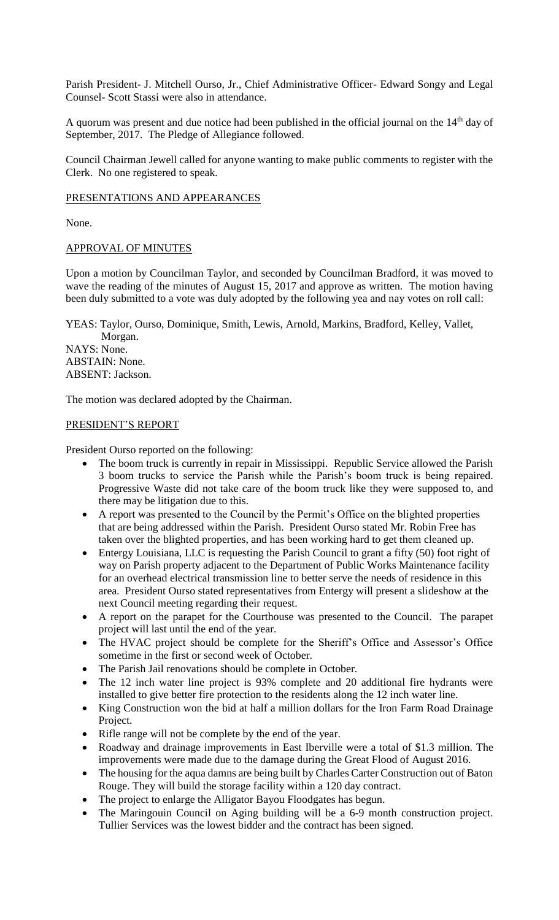Parish President- J. Mitchell Ourso, Jr., Chief Administrative Officer- Edward Songy and Legal Counsel- Scott Stassi were also in attendance.

A quorum was present and due notice had been published in the official journal on the 14th day of September, 2017. The Pledge of Allegiance followed.

Council Chairman Jewell called for anyone wanting to make public comments to register with the Clerk. No one registered to speak.

## PRESENTATIONS AND APPEARANCES

None.

## APPROVAL OF MINUTES

Upon a motion by Councilman Taylor, and seconded by Councilman Bradford, it was moved to wave the reading of the minutes of August 15, 2017 and approve as written. The motion having been duly submitted to a vote was duly adopted by the following yea and nay votes on roll call:

YEAS: Taylor, Ourso, Dominique, Smith, Lewis, Arnold, Markins, Bradford, Kelley, Vallet, Morgan.
NAYS: None.
ABSTAIN: None.
ABSENT: Jackson.

The motion was declared adopted by the Chairman.

## PRESIDENT'S REPORT

President Ourso reported on the following:

- The boom truck is currently in repair in Mississippi. Republic Service allowed the Parish 3 boom trucks to service the Parish while the Parish's boom truck is being repaired. Progressive Waste did not take care of the boom truck like they were supposed to, and there may be litigation due to this.
- A report was presented to the Council by the Permit's Office on the blighted properties that are being addressed within the Parish. President Ourso stated Mr. Robin Free has taken over the blighted properties, and has been working hard to get them cleaned up.
- Entergy Louisiana, LLC is requesting the Parish Council to grant a fifty (50) foot right of way on Parish property adjacent to the Department of Public Works Maintenance facility for an overhead electrical transmission line to better serve the needs of residence in this area. President Ourso stated representatives from Entergy will present a slideshow at the next Council meeting regarding their request.
- A report on the parapet for the Courthouse was presented to the Council. The parapet project will last until the end of the year.
- The HVAC project should be complete for the Sheriff's Office and Assessor's Office sometime in the first or second week of October.
- The Parish Jail renovations should be complete in October.
- The 12 inch water line project is 93% complete and 20 additional fire hydrants were installed to give better fire protection to the residents along the 12 inch water line.
- King Construction won the bid at half a million dollars for the Iron Farm Road Drainage Project.
- Rifle range will not be complete by the end of the year.
- Roadway and drainage improvements in East Iberville were a total of $1.3 million. The improvements were made due to the damage during the Great Flood of August 2016.
- The housing for the aqua damns are being built by Charles Carter Construction out of Baton Rouge. They will build the storage facility within a 120 day contract.
- The project to enlarge the Alligator Bayou Floodgates has begun.
- The Maringouin Council on Aging building will be a 6-9 month construction project. Tullier Services was the lowest bidder and the contract has been signed.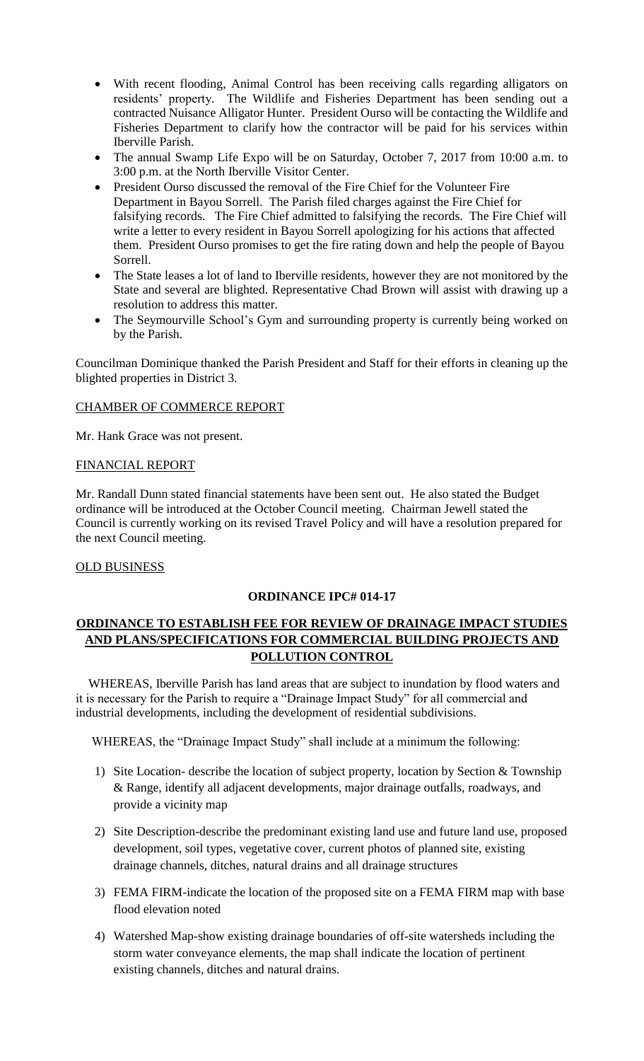- With recent flooding, Animal Control has been receiving calls regarding alligators on residents' property. The Wildlife and Fisheries Department has been sending out a contracted Nuisance Alligator Hunter. President Ourso will be contacting the Wildlife and Fisheries Department to clarify how the contractor will be paid for his services within Iberville Parish.
- The annual Swamp Life Expo will be on Saturday, October 7, 2017 from 10:00 a.m. to 3:00 p.m. at the North Iberville Visitor Center.
- President Ourso discussed the removal of the Fire Chief for the Volunteer Fire Department in Bayou Sorrell. The Parish filed charges against the Fire Chief for falsifying records. The Fire Chief admitted to falsifying the records. The Fire Chief will write a letter to every resident in Bayou Sorrell apologizing for his actions that affected them. President Ourso promises to get the fire rating down and help the people of Bayou Sorrell.
- The State leases a lot of land to Iberville residents, however they are not monitored by the State and several are blighted. Representative Chad Brown will assist with drawing up a resolution to address this matter.
- The Seymourville School's Gym and surrounding property is currently being worked on by the Parish.

Councilman Dominique thanked the Parish President and Staff for their efforts in cleaning up the blighted properties in District 3.

## CHAMBER OF COMMERCE REPORT

Mr. Hank Grace was not present.

## FINANCIAL REPORT

Mr. Randall Dunn stated financial statements have been sent out. He also stated the Budget ordinance will be introduced at the October Council meeting. Chairman Jewell stated the Council is currently working on its revised Travel Policy and will have a resolution prepared for the next Council meeting.

## OLD BUSINESS

### ORDINANCE IPC# 014-17

### ORDINANCE TO ESTABLISH FEE FOR REVIEW OF DRAINAGE IMPACT STUDIES AND PLANS/SPECIFICATIONS FOR COMMERCIAL BUILDING PROJECTS AND POLLUTION CONTROL

WHEREAS, Iberville Parish has land areas that are subject to inundation by flood waters and it is necessary for the Parish to require a "Drainage Impact Study" for all commercial and industrial developments, including the development of residential subdivisions.

WHEREAS, the "Drainage Impact Study" shall include at a minimum the following:

1) Site Location- describe the location of subject property, location by Section & Township & Range, identify all adjacent developments, major drainage outfalls, roadways, and provide a vicinity map
2) Site Description-describe the predominant existing land use and future land use, proposed development, soil types, vegetative cover, current photos of planned site, existing drainage channels, ditches, natural drains and all drainage structures
3) FEMA FIRM-indicate the location of the proposed site on a FEMA FIRM map with base flood elevation noted
4) Watershed Map-show existing drainage boundaries of off-site watersheds including the storm water conveyance elements, the map shall indicate the location of pertinent existing channels, ditches and natural drains.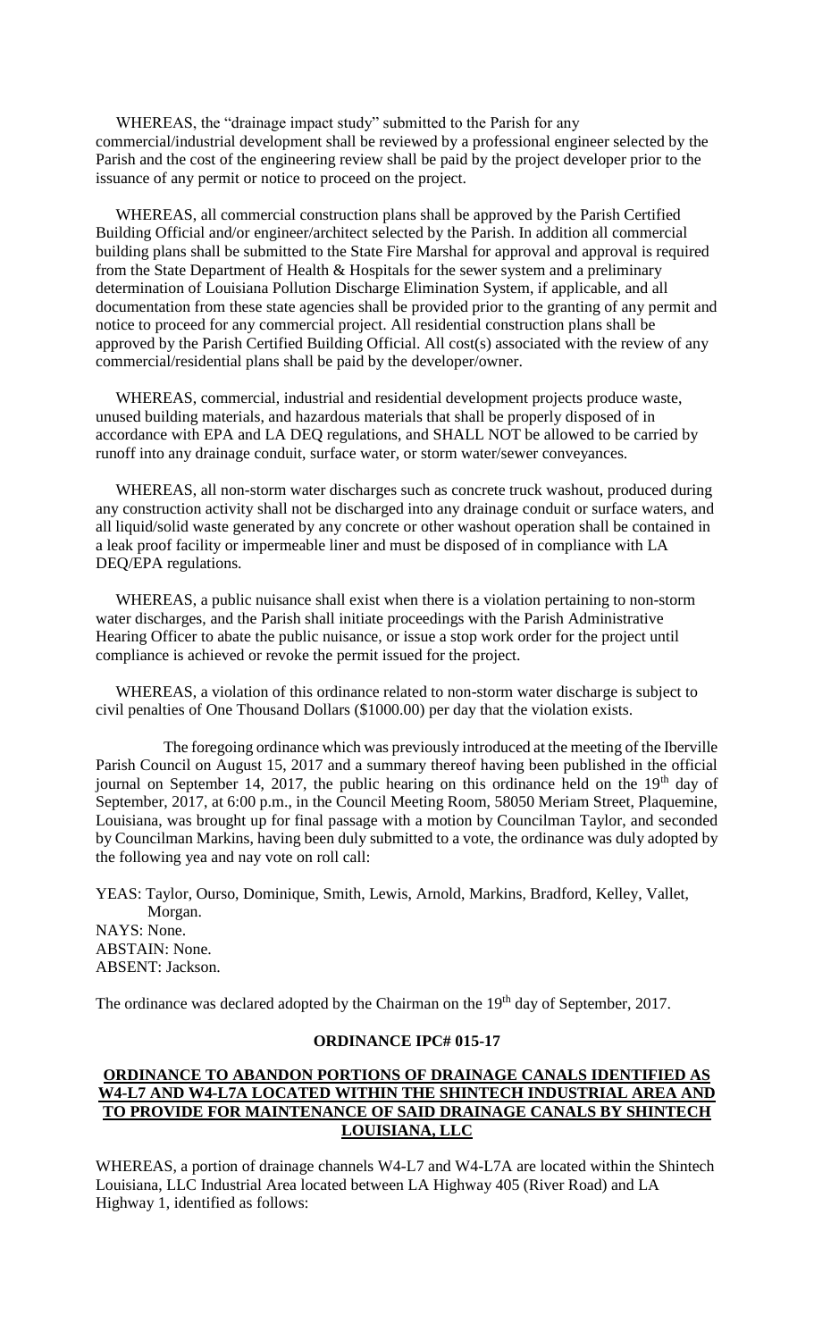WHEREAS, the "drainage impact study" submitted to the Parish for any commercial/industrial development shall be reviewed by a professional engineer selected by the Parish and the cost of the engineering review shall be paid by the project developer prior to the issuance of any permit or notice to proceed on the project.

WHEREAS, all commercial construction plans shall be approved by the Parish Certified Building Official and/or engineer/architect selected by the Parish. In addition all commercial building plans shall be submitted to the State Fire Marshal for approval and approval is required from the State Department of Health & Hospitals for the sewer system and a preliminary determination of Louisiana Pollution Discharge Elimination System, if applicable, and all documentation from these state agencies shall be provided prior to the granting of any permit and notice to proceed for any commercial project. All residential construction plans shall be approved by the Parish Certified Building Official. All cost(s) associated with the review of any commercial/residential plans shall be paid by the developer/owner.

WHEREAS, commercial, industrial and residential development projects produce waste, unused building materials, and hazardous materials that shall be properly disposed of in accordance with EPA and LA DEQ regulations, and SHALL NOT be allowed to be carried by runoff into any drainage conduit, surface water, or storm water/sewer conveyances.

WHEREAS, all non-storm water discharges such as concrete truck washout, produced during any construction activity shall not be discharged into any drainage conduit or surface waters, and all liquid/solid waste generated by any concrete or other washout operation shall be contained in a leak proof facility or impermeable liner and must be disposed of in compliance with LA DEQ/EPA regulations.

WHEREAS, a public nuisance shall exist when there is a violation pertaining to non-storm water discharges, and the Parish shall initiate proceedings with the Parish Administrative Hearing Officer to abate the public nuisance, or issue a stop work order for the project until compliance is achieved or revoke the permit issued for the project.

WHEREAS, a violation of this ordinance related to non-storm water discharge is subject to civil penalties of One Thousand Dollars ($1000.00) per day that the violation exists.

The foregoing ordinance which was previously introduced at the meeting of the Iberville Parish Council on August 15, 2017 and a summary thereof having been published in the official journal on September 14, 2017, the public hearing on this ordinance held on the 19th day of September, 2017, at 6:00 p.m., in the Council Meeting Room, 58050 Meriam Street, Plaquemine, Louisiana, was brought up for final passage with a motion by Councilman Taylor, and seconded by Councilman Markins, having been duly submitted to a vote, the ordinance was duly adopted by the following yea and nay vote on roll call:

YEAS: Taylor, Ourso, Dominique, Smith, Lewis, Arnold, Markins, Bradford, Kelley, Vallet, Morgan.
NAYS: None.
ABSTAIN: None.
ABSENT: Jackson.

The ordinance was declared adopted by the Chairman on the 19th day of September, 2017.

**ORDINANCE IPC# 015-17**

**ORDINANCE TO ABANDON PORTIONS OF DRAINAGE CANALS IDENTIFIED AS W4-L7 AND W4-L7A LOCATED WITHIN THE SHINTECH INDUSTRIAL AREA AND TO PROVIDE FOR MAINTENANCE OF SAID DRAINAGE CANALS BY SHINTECH LOUISIANA, LLC**

WHEREAS, a portion of drainage channels W4-L7 and W4-L7A are located within the Shintech Louisiana, LLC Industrial Area located between LA Highway 405 (River Road) and LA Highway 1, identified as follows: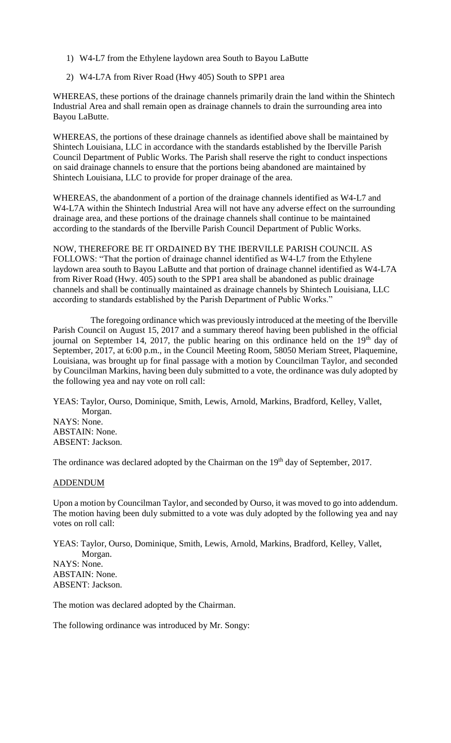1) W4-L7 from the Ethylene laydown area South to Bayou LaButte

2) W4-L7A from River Road (Hwy 405) South to SPP1 area

WHEREAS, these portions of the drainage channels primarily drain the land within the Shintech Industrial Area and shall remain open as drainage channels to drain the surrounding area into Bayou LaButte.

WHEREAS, the portions of these drainage channels as identified above shall be maintained by Shintech Louisiana, LLC in accordance with the standards established by the Iberville Parish Council Department of Public Works. The Parish shall reserve the right to conduct inspections on said drainage channels to ensure that the portions being abandoned are maintained by Shintech Louisiana, LLC to provide for proper drainage of the area.

WHEREAS, the abandonment of a portion of the drainage channels identified as W4-L7 and W4-L7A within the Shintech Industrial Area will not have any adverse effect on the surrounding drainage area, and these portions of the drainage channels shall continue to be maintained according to the standards of the Iberville Parish Council Department of Public Works.

NOW, THEREFORE BE IT ORDAINED BY THE IBERVILLE PARISH COUNCIL AS FOLLOWS: "That the portion of drainage channel identified as W4-L7 from the Ethylene laydown area south to Bayou LaButte and that portion of drainage channel identified as W4-L7A from River Road (Hwy. 405) south to the SPP1 area shall be abandoned as public drainage channels and shall be continually maintained as drainage channels by Shintech Louisiana, LLC according to standards established by the Parish Department of Public Works."

The foregoing ordinance which was previously introduced at the meeting of the Iberville Parish Council on August 15, 2017 and a summary thereof having been published in the official journal on September 14, 2017, the public hearing on this ordinance held on the 19th day of September, 2017, at 6:00 p.m., in the Council Meeting Room, 58050 Meriam Street, Plaquemine, Louisiana, was brought up for final passage with a motion by Councilman Taylor, and seconded by Councilman Markins, having been duly submitted to a vote, the ordinance was duly adopted by the following yea and nay vote on roll call:

YEAS: Taylor, Ourso, Dominique, Smith, Lewis, Arnold, Markins, Bradford, Kelley, Vallet, Morgan.
NAYS: None.
ABSTAIN: None.
ABSENT: Jackson.

The ordinance was declared adopted by the Chairman on the 19th day of September, 2017.

ADDENDUM

Upon a motion by Councilman Taylor, and seconded by Ourso, it was moved to go into addendum. The motion having been duly submitted to a vote was duly adopted by the following yea and nay votes on roll call:

YEAS: Taylor, Ourso, Dominique, Smith, Lewis, Arnold, Markins, Bradford, Kelley, Vallet, Morgan.
NAYS: None.
ABSTAIN: None.
ABSENT: Jackson.

The motion was declared adopted by the Chairman.

The following ordinance was introduced by Mr. Songy: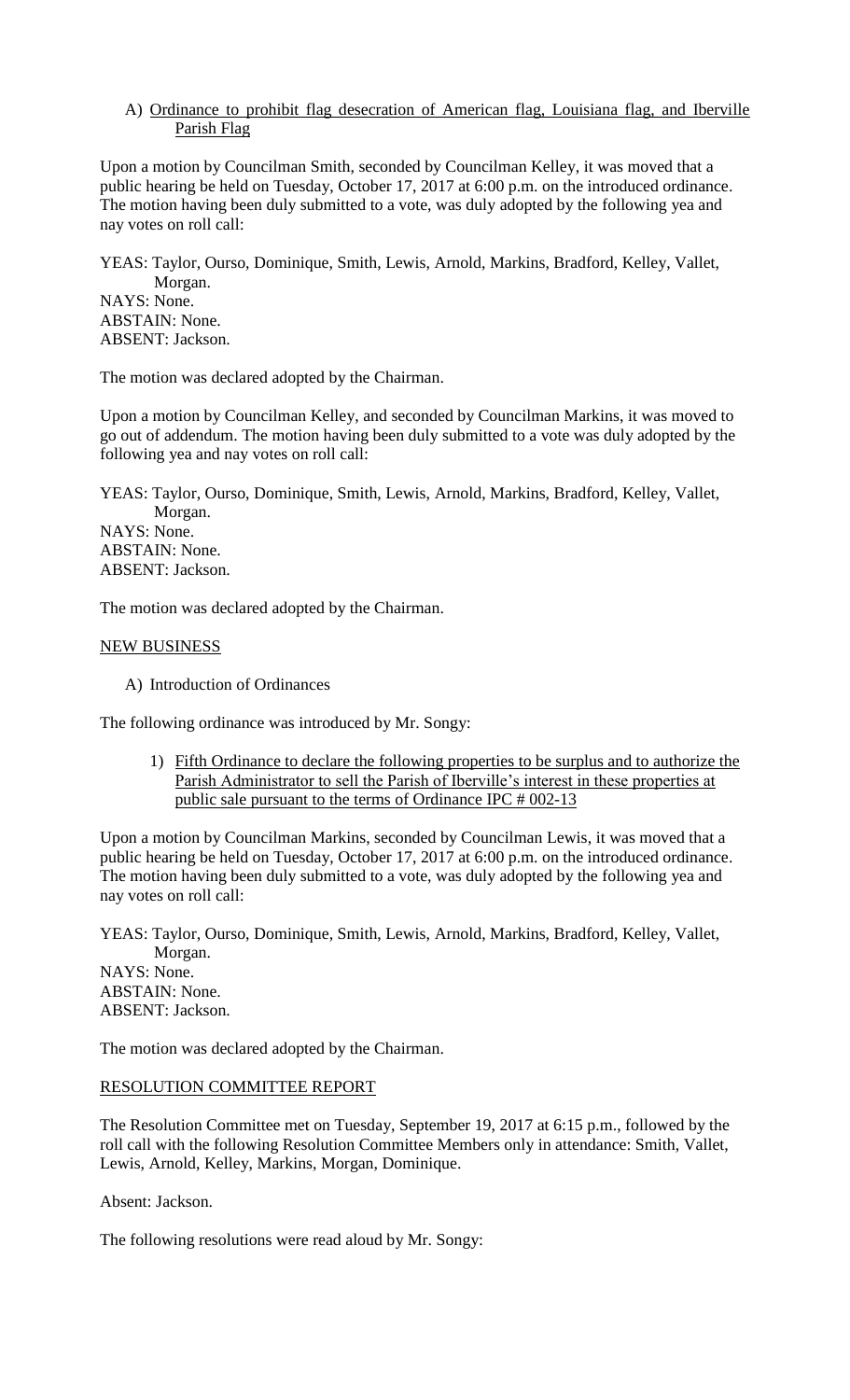A) Ordinance to prohibit flag desecration of American flag, Louisiana flag, and Iberville Parish Flag

Upon a motion by Councilman Smith, seconded by Councilman Kelley, it was moved that a public hearing be held on Tuesday, October 17, 2017 at 6:00 p.m. on the introduced ordinance. The motion having been duly submitted to a vote, was duly adopted by the following yea and nay votes on roll call:

YEAS: Taylor, Ourso, Dominique, Smith, Lewis, Arnold, Markins, Bradford, Kelley, Vallet, Morgan.
NAYS: None.
ABSTAIN: None.
ABSENT: Jackson.

The motion was declared adopted by the Chairman.

Upon a motion by Councilman Kelley, and seconded by Councilman Markins, it was moved to go out of addendum. The motion having been duly submitted to a vote was duly adopted by the following yea and nay votes on roll call:

YEAS: Taylor, Ourso, Dominique, Smith, Lewis, Arnold, Markins, Bradford, Kelley, Vallet, Morgan.
NAYS: None.
ABSTAIN: None.
ABSENT: Jackson.

The motion was declared adopted by the Chairman.

## NEW BUSINESS

A) Introduction of Ordinances

The following ordinance was introduced by Mr. Songy:

1) Fifth Ordinance to declare the following properties to be surplus and to authorize the Parish Administrator to sell the Parish of Iberville's interest in these properties at public sale pursuant to the terms of Ordinance IPC # 002-13

Upon a motion by Councilman Markins, seconded by Councilman Lewis, it was moved that a public hearing be held on Tuesday, October 17, 2017 at 6:00 p.m. on the introduced ordinance. The motion having been duly submitted to a vote, was duly adopted by the following yea and nay votes on roll call:

YEAS: Taylor, Ourso, Dominique, Smith, Lewis, Arnold, Markins, Bradford, Kelley, Vallet, Morgan.
NAYS: None.
ABSTAIN: None.
ABSENT: Jackson.

The motion was declared adopted by the Chairman.

## RESOLUTION COMMITTEE REPORT

The Resolution Committee met on Tuesday, September 19, 2017 at 6:15 p.m., followed by the roll call with the following Resolution Committee Members only in attendance: Smith, Vallet, Lewis, Arnold, Kelley, Markins, Morgan, Dominique.

Absent: Jackson.

The following resolutions were read aloud by Mr. Songy: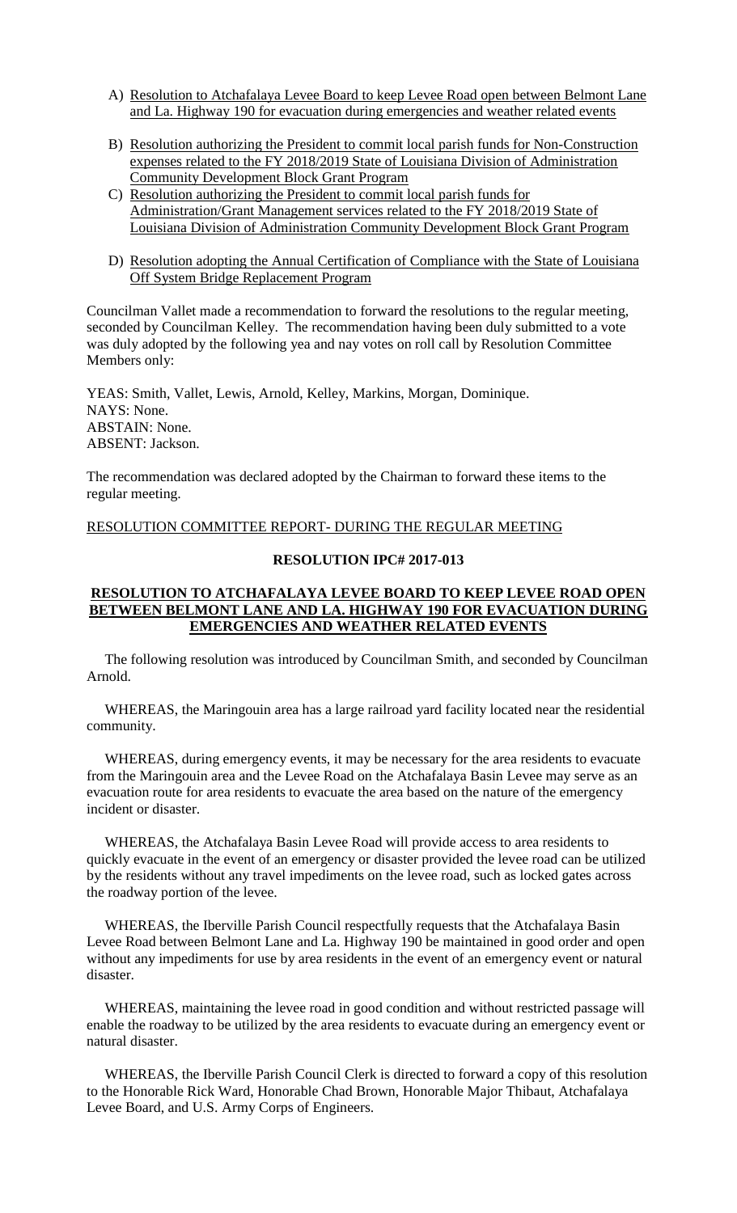A) <u>Resolution to Atchafalaya Levee Board to keep Levee Road open between Belmont Lane and La. Highway 190 for evacuation during emergencies and weather related events</u>

B) <u>Resolution authorizing the President to commit local parish funds for Non-Construction expenses related to the FY 2018/2019 State of Louisiana Division of Administration Community Development Block Grant Program</u>

C) <u>Resolution authorizing the President to commit local parish funds for Administration/Grant Management services related to the FY 2018/2019 State of Louisiana Division of Administration Community Development Block Grant Program</u>

D) <u>Resolution adopting the Annual Certification of Compliance with the State of Louisiana Off System Bridge Replacement Program</u>

Councilman Vallet made a recommendation to forward the resolutions to the regular meeting, seconded by Councilman Kelley. The recommendation having been duly submitted to a vote was duly adopted by the following yea and nay votes on roll call by Resolution Committee Members only:

YEAS: Smith, Vallet, Lewis, Arnold, Kelley, Markins, Morgan, Dominique.
NAYS: None.
ABSTAIN: None.
ABSENT: Jackson.

The recommendation was declared adopted by the Chairman to forward these items to the regular meeting.

<u>RESOLUTION COMMITTEE REPORT- DURING THE REGULAR MEETING</u>

**RESOLUTION IPC# 2017-013**

**<u>RESOLUTION TO ATCHAFALAYA LEVEE BOARD TO KEEP LEVEE ROAD OPEN BETWEEN BELMONT LANE AND LA. HIGHWAY 190 FOR EVACUATION DURING EMERGENCIES AND WEATHER RELATED EVENTS</u>**

The following resolution was introduced by Councilman Smith, and seconded by Councilman Arnold.

WHEREAS, the Maringouin area has a large railroad yard facility located near the residential community.

WHEREAS, during emergency events, it may be necessary for the area residents to evacuate from the Maringouin area and the Levee Road on the Atchafalaya Basin Levee may serve as an evacuation route for area residents to evacuate the area based on the nature of the emergency incident or disaster.

WHEREAS, the Atchafalaya Basin Levee Road will provide access to area residents to quickly evacuate in the event of an emergency or disaster provided the levee road can be utilized by the residents without any travel impediments on the levee road, such as locked gates across the roadway portion of the levee.

WHEREAS, the Iberville Parish Council respectfully requests that the Atchafalaya Basin Levee Road between Belmont Lane and La. Highway 190 be maintained in good order and open without any impediments for use by area residents in the event of an emergency event or natural disaster.

WHEREAS, maintaining the levee road in good condition and without restricted passage will enable the roadway to be utilized by the area residents to evacuate during an emergency event or natural disaster.

WHEREAS, the Iberville Parish Council Clerk is directed to forward a copy of this resolution to the Honorable Rick Ward, Honorable Chad Brown, Honorable Major Thibaut, Atchafalaya Levee Board, and U.S. Army Corps of Engineers.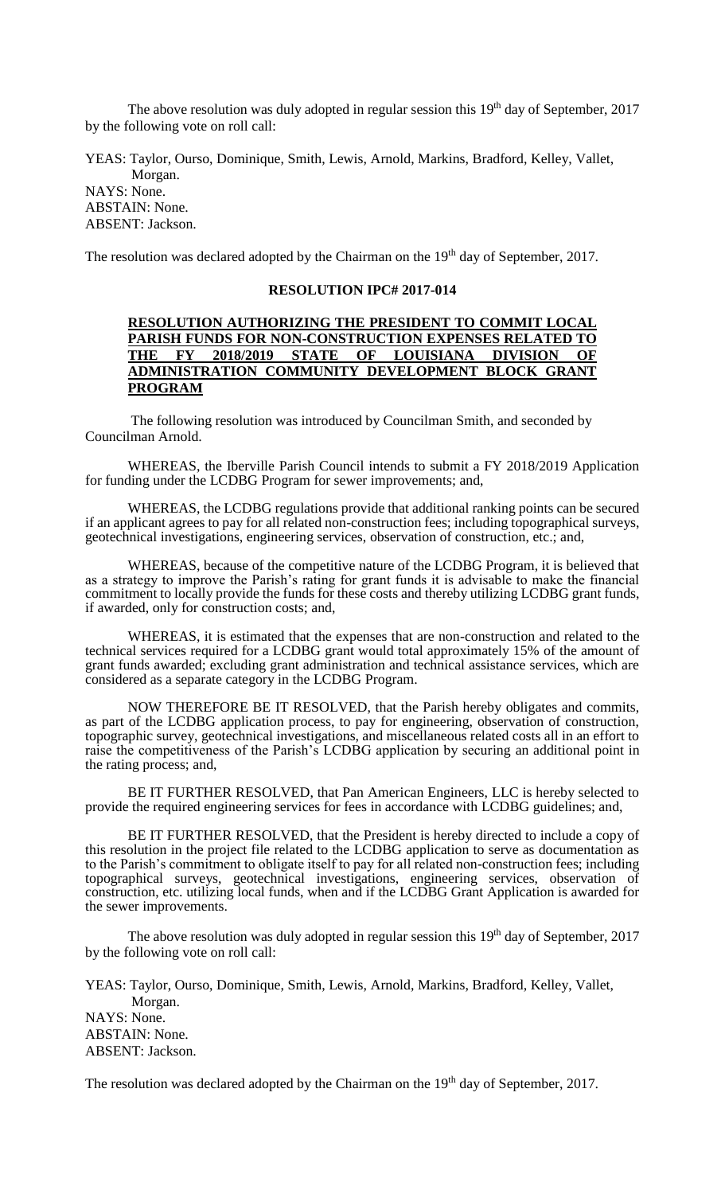The above resolution was duly adopted in regular session this 19th day of September, 2017 by the following vote on roll call:

YEAS: Taylor, Ourso, Dominique, Smith, Lewis, Arnold, Markins, Bradford, Kelley, Vallet, Morgan.
NAYS: None.
ABSTAIN: None.
ABSENT: Jackson.

The resolution was declared adopted by the Chairman on the 19th day of September, 2017.

## **RESOLUTION IPC# 2017-014**

### **RESOLUTION AUTHORIZING THE PRESIDENT TO COMMIT LOCAL PARISH FUNDS FOR NON-CONSTRUCTION EXPENSES RELATED TO THE FY 2018/2019 STATE OF LOUISIANA DIVISION OF ADMINISTRATION COMMUNITY DEVELOPMENT BLOCK GRANT PROGRAM**

The following resolution was introduced by Councilman Smith, and seconded by Councilman Arnold.

WHEREAS, the Iberville Parish Council intends to submit a FY 2018/2019 Application for funding under the LCDBG Program for sewer improvements; and,

WHEREAS, the LCDBG regulations provide that additional ranking points can be secured if an applicant agrees to pay for all related non-construction fees; including topographical surveys, geotechnical investigations, engineering services, observation of construction, etc.; and,

WHEREAS, because of the competitive nature of the LCDBG Program, it is believed that as a strategy to improve the Parish's rating for grant funds it is advisable to make the financial commitment to locally provide the funds for these costs and thereby utilizing LCDBG grant funds, if awarded, only for construction costs; and,

WHEREAS, it is estimated that the expenses that are non-construction and related to the technical services required for a LCDBG grant would total approximately 15% of the amount of grant funds awarded; excluding grant administration and technical assistance services, which are considered as a separate category in the LCDBG Program.

NOW THEREFORE BE IT RESOLVED, that the Parish hereby obligates and commits, as part of the LCDBG application process, to pay for engineering, observation of construction, topographic survey, geotechnical investigations, and miscellaneous related costs all in an effort to raise the competitiveness of the Parish's LCDBG application by securing an additional point in the rating process; and,

BE IT FURTHER RESOLVED, that Pan American Engineers, LLC is hereby selected to provide the required engineering services for fees in accordance with LCDBG guidelines; and,

BE IT FURTHER RESOLVED, that the President is hereby directed to include a copy of this resolution in the project file related to the LCDBG application to serve as documentation as to the Parish's commitment to obligate itself to pay for all related non-construction fees; including topographical surveys, geotechnical investigations, engineering services, observation of construction, etc. utilizing local funds, when and if the LCDBG Grant Application is awarded for the sewer improvements.

The above resolution was duly adopted in regular session this 19th day of September, 2017 by the following vote on roll call:

YEAS: Taylor, Ourso, Dominique, Smith, Lewis, Arnold, Markins, Bradford, Kelley, Vallet, Morgan.
NAYS: None.
ABSTAIN: None.
ABSENT: Jackson.

The resolution was declared adopted by the Chairman on the 19th day of September, 2017.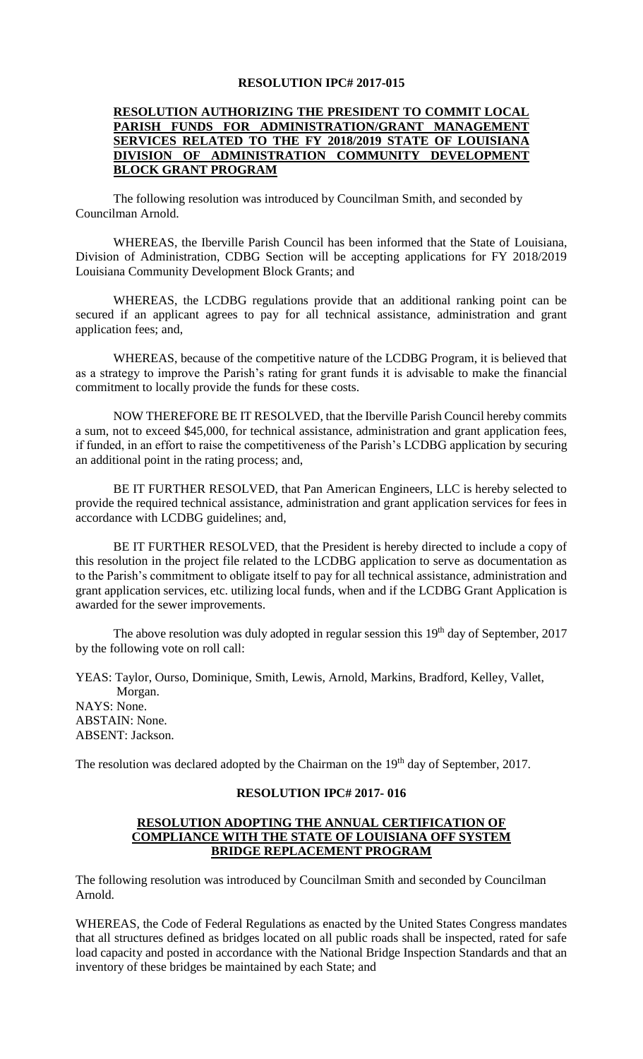## RESOLUTION IPC# 2017-015

**RESOLUTION AUTHORIZING THE PRESIDENT TO COMMIT LOCAL PARISH FUNDS FOR ADMINISTRATION/GRANT MANAGEMENT SERVICES RELATED TO THE FY 2018/2019 STATE OF LOUISIANA DIVISION OF ADMINISTRATION COMMUNITY DEVELOPMENT BLOCK GRANT PROGRAM**

The following resolution was introduced by Councilman Smith, and seconded by Councilman Arnold.

WHEREAS, the Iberville Parish Council has been informed that the State of Louisiana, Division of Administration, CDBG Section will be accepting applications for FY 2018/2019 Louisiana Community Development Block Grants; and

WHEREAS, the LCDBG regulations provide that an additional ranking point can be secured if an applicant agrees to pay for all technical assistance, administration and grant application fees; and,

WHEREAS, because of the competitive nature of the LCDBG Program, it is believed that as a strategy to improve the Parish's rating for grant funds it is advisable to make the financial commitment to locally provide the funds for these costs.

NOW THEREFORE BE IT RESOLVED, that the Iberville Parish Council hereby commits a sum, not to exceed $45,000, for technical assistance, administration and grant application fees, if funded, in an effort to raise the competitiveness of the Parish's LCDBG application by securing an additional point in the rating process; and,

BE IT FURTHER RESOLVED, that Pan American Engineers, LLC is hereby selected to provide the required technical assistance, administration and grant application services for fees in accordance with LCDBG guidelines; and,

BE IT FURTHER RESOLVED, that the President is hereby directed to include a copy of this resolution in the project file related to the LCDBG application to serve as documentation as to the Parish's commitment to obligate itself to pay for all technical assistance, administration and grant application services, etc. utilizing local funds, when and if the LCDBG Grant Application is awarded for the sewer improvements.

The above resolution was duly adopted in regular session this 19th day of September, 2017 by the following vote on roll call:

YEAS: Taylor, Ourso, Dominique, Smith, Lewis, Arnold, Markins, Bradford, Kelley, Vallet, Morgan.
NAYS: None.
ABSTAIN: None.
ABSENT: Jackson.

The resolution was declared adopted by the Chairman on the 19th day of September, 2017.

## RESOLUTION IPC# 2017- 016

**RESOLUTION ADOPTING THE ANNUAL CERTIFICATION OF COMPLIANCE WITH THE STATE OF LOUISIANA OFF SYSTEM BRIDGE REPLACEMENT PROGRAM**

The following resolution was introduced by Councilman Smith and seconded by Councilman Arnold.

WHEREAS, the Code of Federal Regulations as enacted by the United States Congress mandates that all structures defined as bridges located on all public roads shall be inspected, rated for safe load capacity and posted in accordance with the National Bridge Inspection Standards and that an inventory of these bridges be maintained by each State; and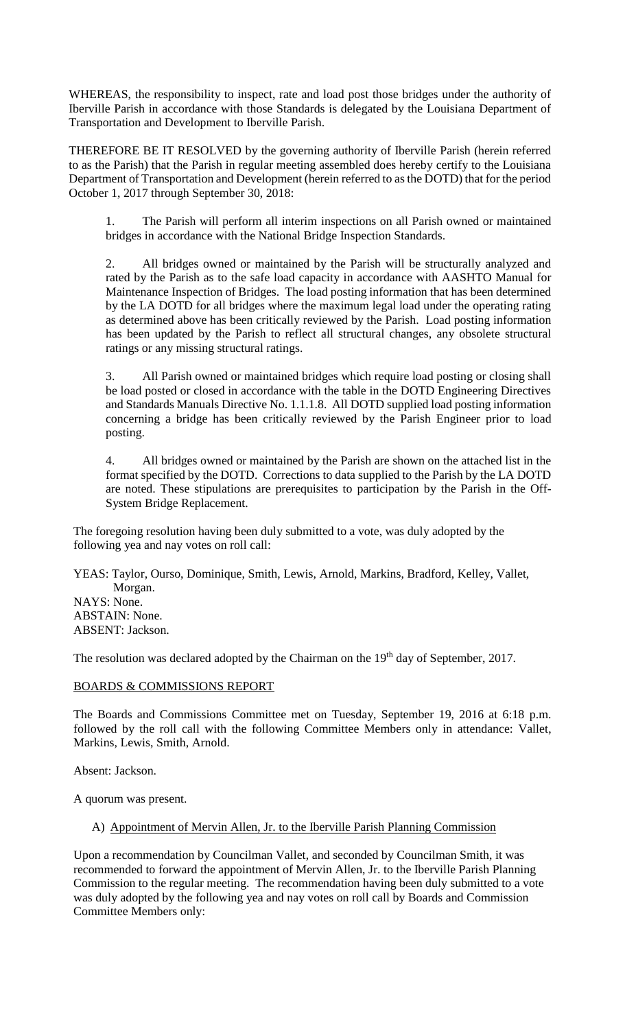WHEREAS, the responsibility to inspect, rate and load post those bridges under the authority of Iberville Parish in accordance with those Standards is delegated by the Louisiana Department of Transportation and Development to Iberville Parish.

THEREFORE BE IT RESOLVED by the governing authority of Iberville Parish (herein referred to as the Parish) that the Parish in regular meeting assembled does hereby certify to the Louisiana Department of Transportation and Development (herein referred to as the DOTD) that for the period October 1, 2017 through September 30, 2018:

1. The Parish will perform all interim inspections on all Parish owned or maintained bridges in accordance with the National Bridge Inspection Standards.

2. All bridges owned or maintained by the Parish will be structurally analyzed and rated by the Parish as to the safe load capacity in accordance with AASHTO Manual for Maintenance Inspection of Bridges. The load posting information that has been determined by the LA DOTD for all bridges where the maximum legal load under the operating rating as determined above has been critically reviewed by the Parish. Load posting information has been updated by the Parish to reflect all structural changes, any obsolete structural ratings or any missing structural ratings.

3. All Parish owned or maintained bridges which require load posting or closing shall be load posted or closed in accordance with the table in the DOTD Engineering Directives and Standards Manuals Directive No. 1.1.1.8. All DOTD supplied load posting information concerning a bridge has been critically reviewed by the Parish Engineer prior to load posting.

4. All bridges owned or maintained by the Parish are shown on the attached list in the format specified by the DOTD. Corrections to data supplied to the Parish by the LA DOTD are noted. These stipulations are prerequisites to participation by the Parish in the Off-System Bridge Replacement.

The foregoing resolution having been duly submitted to a vote, was duly adopted by the following yea and nay votes on roll call:

YEAS: Taylor, Ourso, Dominique, Smith, Lewis, Arnold, Markins, Bradford, Kelley, Vallet, Morgan.
NAYS: None.
ABSTAIN: None.
ABSENT: Jackson.

The resolution was declared adopted by the Chairman on the 19th day of September, 2017.

## BOARDS & COMMISSIONS REPORT

The Boards and Commissions Committee met on Tuesday, September 19, 2016 at 6:18 p.m. followed by the roll call with the following Committee Members only in attendance: Vallet, Markins, Lewis, Smith, Arnold.

Absent: Jackson.

A quorum was present.

A) Appointment of Mervin Allen, Jr. to the Iberville Parish Planning Commission

Upon a recommendation by Councilman Vallet, and seconded by Councilman Smith, it was recommended to forward the appointment of Mervin Allen, Jr. to the Iberville Parish Planning Commission to the regular meeting. The recommendation having been duly submitted to a vote was duly adopted by the following yea and nay votes on roll call by Boards and Commission Committee Members only: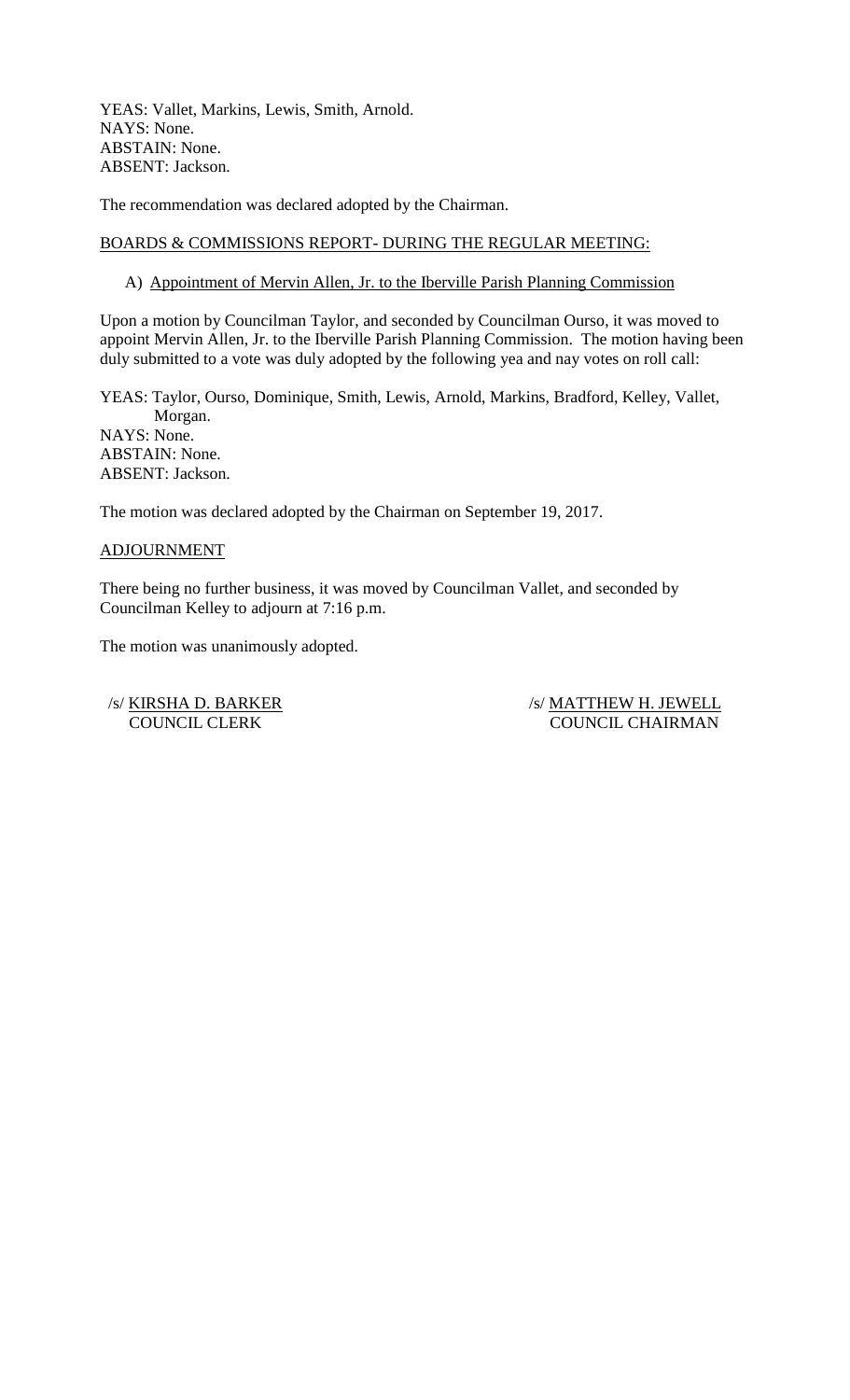YEAS: Vallet, Markins, Lewis, Smith, Arnold.
NAYS: None.
ABSTAIN: None.
ABSENT: Jackson.

The recommendation was declared adopted by the Chairman.

BOARDS & COMMISSIONS REPORT- DURING THE REGULAR MEETING:

A) Appointment of Mervin Allen, Jr. to the Iberville Parish Planning Commission

Upon a motion by Councilman Taylor, and seconded by Councilman Ourso, it was moved to appoint Mervin Allen, Jr. to the Iberville Parish Planning Commission. The motion having been duly submitted to a vote was duly adopted by the following yea and nay votes on roll call:

YEAS: Taylor, Ourso, Dominique, Smith, Lewis, Arnold, Markins, Bradford, Kelley, Vallet, Morgan.
NAYS: None.
ABSTAIN: None.
ABSENT: Jackson.

The motion was declared adopted by the Chairman on September 19, 2017.

ADJOURNMENT

There being no further business, it was moved by Councilman Vallet, and seconded by Councilman Kelley to adjourn at 7:16 p.m.

The motion was unanimously adopted.

/s/ KIRSHA D. BARKER
COUNCIL CLERK

/s/ MATTHEW H. JEWELL
COUNCIL CHAIRMAN